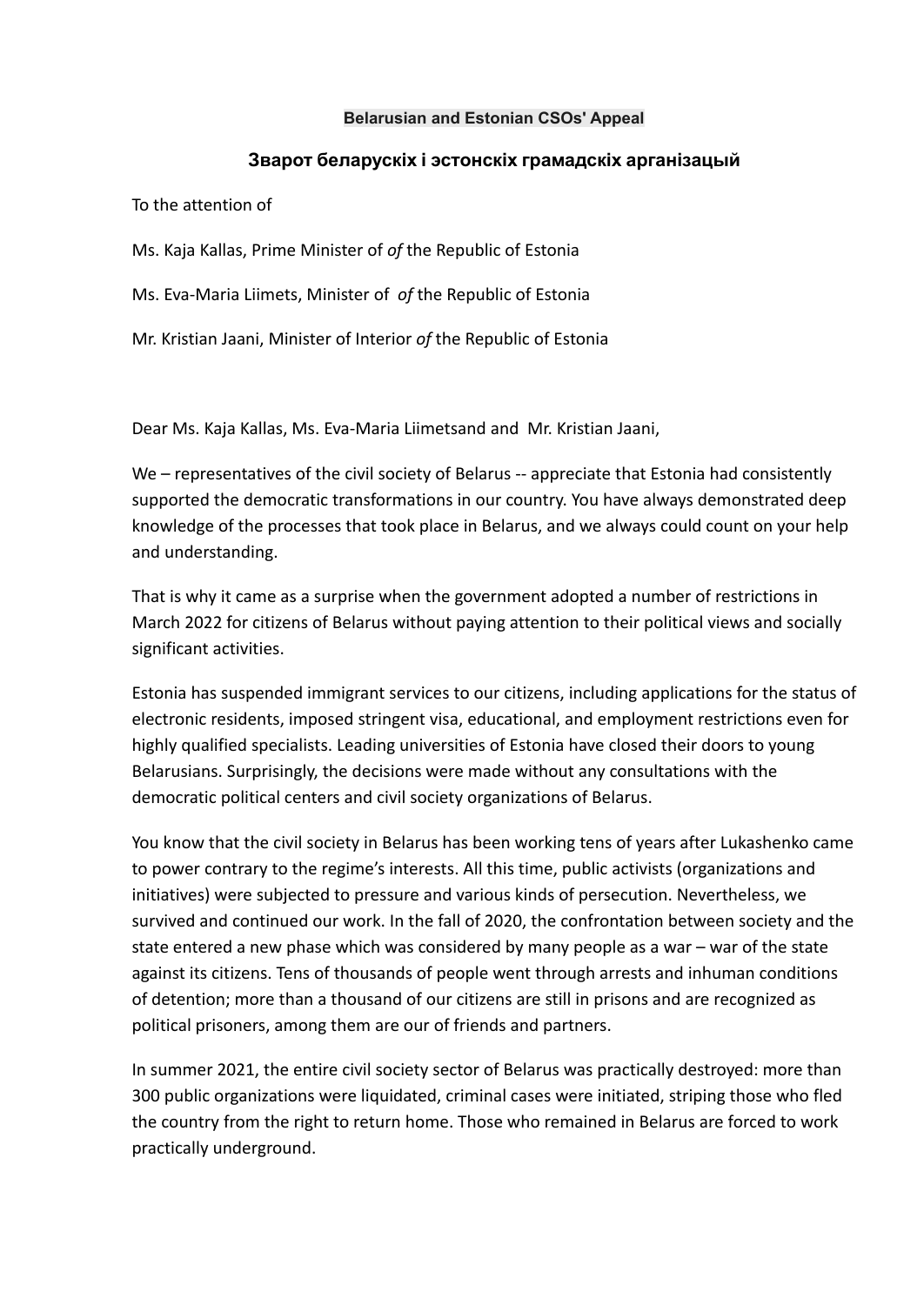**Belarusian and Estonian CSOs' Appeal**

**Зварот беларускіх і эстонскіх грамадскіх арганізацый**

To the attention of

Ms. Kaja Kallas, Prime Minister of *of* the Republic of Estonia

Ms. Eva-Maria Liimets, Minister of *of* the Republic of Estonia

Mr. Kristian Jaani, Minister of Interior *of* the Republic of Estonia

Dear Ms. Kaja Kallas, Ms. Eva-Maria Liimetsand and Mr. Kristian Jaani,

We – representatives of the civil society of Belarus -- appreciate that Estonia had consistently supported the democratic transformations in our country. You have always demonstrated deep knowledge of the processes that took place in Belarus, and we always could count on your help and understanding.

That is why it came as a surprise when the government adopted a number of restrictions in March 2022 for citizens of Belarus without paying attention to their political views and socially significant activities.

Estonia has suspended immigrant services to our citizens, including applications for the status of electronic residents, imposed stringent visa, educational, and employment restrictions even for highly qualified specialists. Leading universities of Estonia have closed their doors to young Belarusians. Surprisingly, the decisions were made without any consultations with the democratic political centers and civil society organizations of Belarus.

You know that the civil society in Belarus has been working tens of years after Lukashenko came to power contrary to the regime's interests. All this time, public activists (organizations and initiatives) were subjected to pressure and various kinds of persecution. Nevertheless, we survived and continued our work. In the fall of 2020, the confrontation between society and the state entered a new phase which was considered by many people as a war – war of the state against its citizens. Tens of thousands of people went through arrests and inhuman conditions of detention; more than a thousand of our citizens are still in prisons and are recognized as political prisoners, among them are our of friends and partners.

In summer 2021, the entire civil society sector of Belarus was practically destroyed: more than 300 public organizations were liquidated, criminal cases were initiated, striping those who fled the country from the right to return home. Those who remained in Belarus are forced to work practically underground.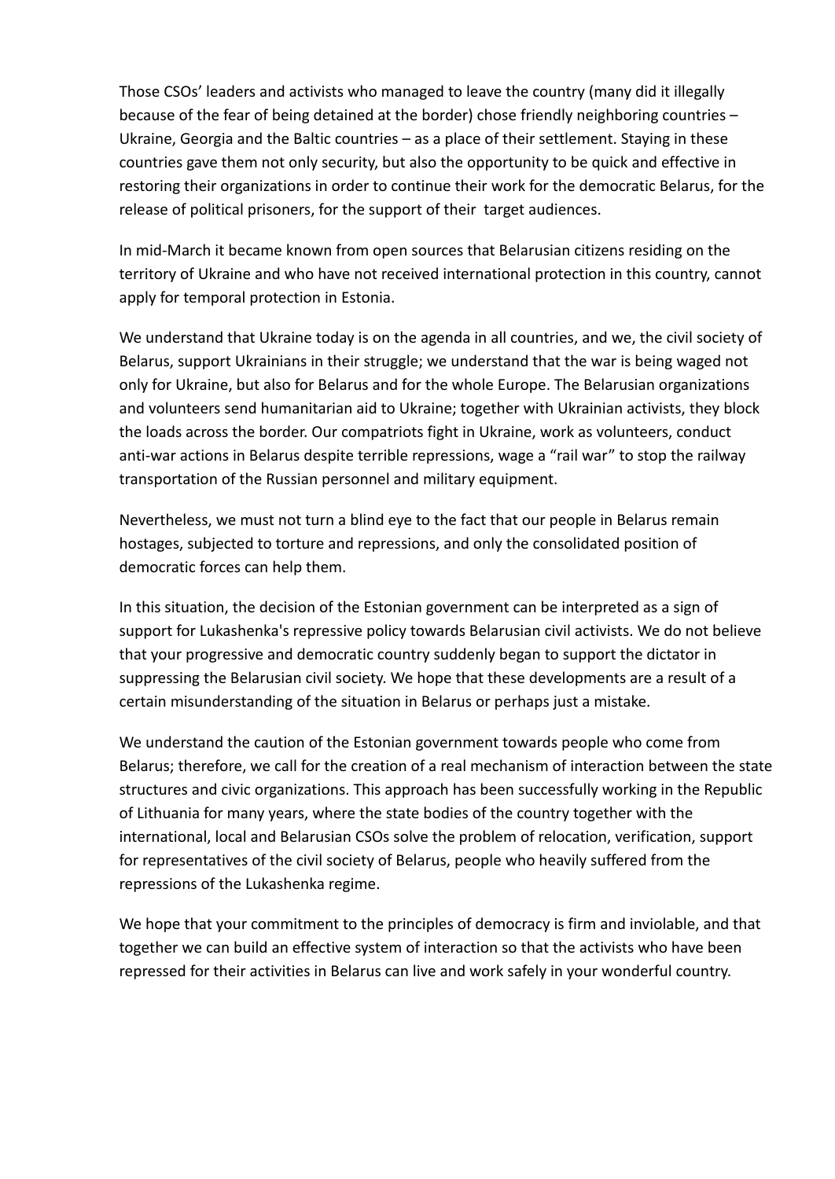Those CSOs' leaders and activists who managed to leave the country (many did it illegally because of the fear of being detained at the border) chose friendly neighboring countries – Ukraine, Georgia and the Baltic countries – as a place of their settlement. Staying in these countries gave them not only security, but also the opportunity to be quick and effective in restoring their organizations in order to continue their work for the democratic Belarus, for the release of political prisoners, for the support of their target audiences.

In mid-March it became known from open sources that Belarusian citizens residing on the territory of Ukraine and who have not received international protection in this country, cannot apply for temporal protection in Estonia.

We understand that Ukraine today is on the agenda in all countries, and we, the civil society of Belarus, support Ukrainians in their struggle; we understand that the war is being waged not only for Ukraine, but also for Belarus and for the whole Europe. The Belarusian organizations and volunteers send humanitarian aid to Ukraine; together with Ukrainian activists, they block the loads across the border. Our compatriots fight in Ukraine, work as volunteers, conduct anti-war actions in Belarus despite terrible repressions, wage a "rail war" to stop the railway transportation of the Russian personnel and military equipment.

Nevertheless, we must not turn a blind eye to the fact that our people in Belarus remain hostages, subjected to torture and repressions, and only the consolidated position of democratic forces can help them.

In this situation, the decision of the Estonian government can be interpreted as a sign of support for Lukashenka's repressive policy towards Belarusian civil activists. We do not believe that your progressive and democratic country suddenly began to support the dictator in suppressing the Belarusian civil society. We hope that these developments are a result of a certain misunderstanding of the situation in Belarus or perhaps just a mistake.

We understand the caution of the Estonian government towards people who come from Belarus; therefore, we call for the creation of a real mechanism of interaction between the state structures and civic organizations. This approach has been successfully working in the Republic of Lithuania for many years, where the state bodies of the country together with the international, local and Belarusian CSOs solve the problem of relocation, verification, support for representatives of the civil society of Belarus, people who heavily suffered from the repressions of the Lukashenka regime.

We hope that your commitment to the principles of democracy is firm and inviolable, and that together we can build an effective system of interaction so that the activists who have been repressed for their activities in Belarus can live and work safely in your wonderful country.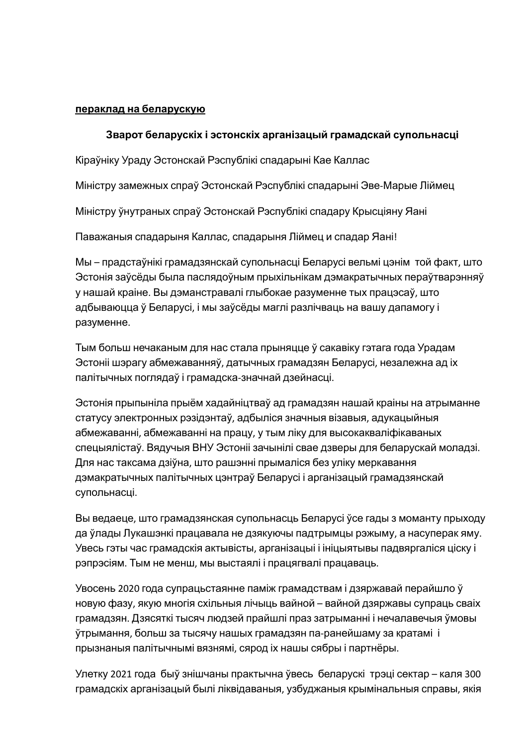**пераклад на беларускую**

**Зварот беларускіх і эстонскіх арганізацый грамадскай супольнасці**

Кіраўніку Ураду Эстонскай Рэспублікі спадарыні Кае Каллас

Міністру замежных спраў Эстонскай Рэспублікі спадарыні Эве-Марые Ліймец

Міністру ўнутраных спраў Эстонскай Рэспублікі спадару Крысціяну Яані

Паважаныя спадарыня Каллас, спадарыня Ліймец и спадар Яані!

Мы – прадстаўнікі грамадзянскай супольнасці Беларусі вельмі цэнім той факт, што Эстонія заўсёды была паслядоўным прыхільнікам дэмакратычных пераўтварэнняў у нашай краіне. Вы дэманстравалі глыбокае разуменне тых працэсаў, што адбываюцца ў Беларусі, і мы заўсёды маглі разлічваць на вашу дапамогу і разуменне.

Тым больш нечаканым для нас стала прыняцце ў сакавіку гэтага года Урадам Эстоніі шэрагу абмежаванняў, датычных грамадзян Беларусі, незалежна ад іх палітычных поглядаў і грамадска-значнай дзейнасці.

Эстонія прыпыніла прыём хадайніцтваў ад грамадзян нашай краіны на атрыманне статусу электронных рэзідэнтаў, адбыліся значныя візавыя, адукацыйныя абмежаванні, абмежаванні на працу, у тым ліку для высокакваліфікаваных спецыялістаў. Вядучыя ВНУ Эстоніі зачынілі свае дзверы для беларускай моладзі. Для нас таксама дзіўна, што рашэнні прымаліся без уліку меркавання дэмакратычных палітычных цэнтраў Беларусі і арганізацый грамадзянскай супольнасці.

Вы ведаеце, што грамадзянская супольнасць Беларусі ўсе гады з моманту прыходу да ўлады Лукашэнкі працавала не дзякуючы падтрымцы рэжыму, а насуперак яму. Увесь гэты час грамадскія актывісты, арганізацыі і ініцыятывы падвяргаліся ціску і рэпрэсіям. Тым не менш, мы выстаялі і працягвалі працаваць.

Увосень 2020 года супрацьстаянне паміж грамадствам і дзяржавай перайшло ў новую фазу, якую многія схільныя лічыць вайной – вайной дзяржавы супраць сваіх грамадзян. Дзясяткі тысяч людзей прайшлі праз затрыманні і нечалавечыя ўмовы ўтрымання, больш за тысячу нашых грамадзян па-ранейшаму за кратамі і прызнаныя палітычнымі вязнямі, сярод іх нашы сябры і партнёры.

Улетку 2021 года быў знішчаны практычна ўвесь беларускі трэці сектар – каля 300 грамадскіх арганізацый былі ліквідаваныя, узбуджаныя крымінальныя справы, якія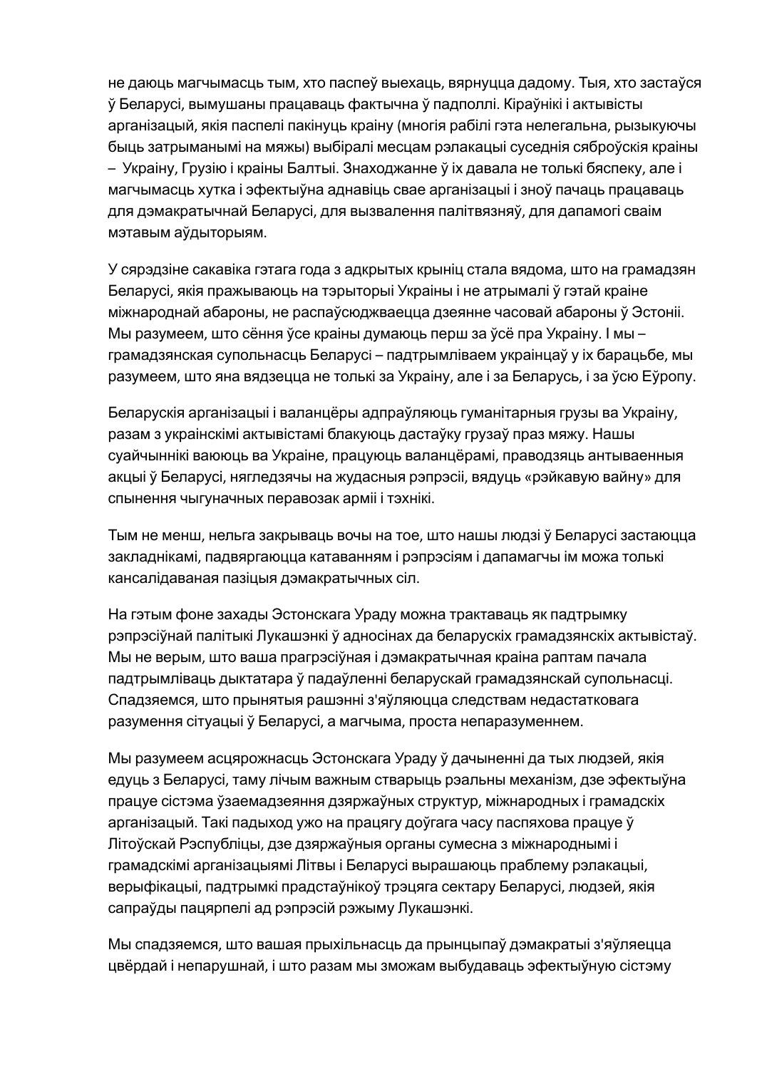не даюць магчымасць тым, хто паспеў выехаць, вярнуцца дадому. Тыя, хто застаўся ў Беларусі, вымушаны працаваць фактычна ў падполлі. Кіраўнікі і актывісты арганізацый, якія паспелі пакінуць краіну (многія рабілі гэта нелегальна, рызыкуючы быць затрыманымі на мяжы) выбіралі месцам рэлакацыі суседнія сяброўскія краіны – Украіну, Грузію і краіны Балтыі. Знаходжанне ў іх давала не толькі бяспеку, але і магчымасць хутка і эфектыўна аднавіць свае арганізацыі і зноў пачаць працаваць для дэмакратычнай Беларусі, для вызвалення палітвязняў, для дапамогі сваім мэтавым аўдыторыям.

У сярэдзіне сакавіка гэтага года з адкрытых крыніц стала вядома, што на грамадзян Беларусі, якія пражываюць на тэрыторыі Украіны і не атрымалі ў гэтай краіне міжнароднай абароны, не распаўсюджваецца дзеянне часовай абароны ў Эстоніі. Мы разумеем, што сёння ўсе краіны думаюць перш за ўсё пра Украіну. І мы – грамадзянская супольнасць Беларусі – падтрымліваем украінцаў у іх барацьбе, мы разумеем, што яна вядзецца не толькі за Украіну, але і за Беларусь, і за ўсю Еўропу.

Беларускія арганізацыі і валанцёры адпраўляюць гуманітарныя грузы ва Украіну, разам з украінскімі актывістамі блакуюць дастаўку грузаў праз мяжу. Нашы суайчыннікі ваююць ва Украіне, працуюць валанцёрамі, праводзяць антываенныя акцыі ў Беларусі, нягледзячы на жудасныя рэпрэсіі, вядуць «рэйкавую вайну» для спынення чыгуначных перавозак арміі і тэхнікі.

Тым не менш, нельга закрываць вочы на тое, што нашы людзі ў Беларусі застаюцца закладнікамі, падвяргаюцца катаванням і рэпрэсіям і дапамагчы ім можа толькі кансалідаваная пазіцыя дэмакратычных сіл.

На гэтым фоне захады Эстонскага Ураду можна трактаваць як падтрымку рэпрэсіўнай палітыкі Лукашэнкі ў адносінах да беларускіх грамадзянскіх актывістаў. Мы не верым, што ваша прагрэсіўная і дэмакратычная краіна раптам пачала падтрымліваць дыктатара ў падаўленні беларускай грамадзянскай супольнасці. Спадзяемся, што прынятыя рашэнні з'яўляюцца следствам недастатковага разумення сітуацыі ў Беларусі, а магчыма, проста непаразуменнем.

Мы разумеем асцярожнасць Эстонскага Ураду ў дачыненні да тых людзей, якія едуць з Беларусі, таму лічым важным стварыць рэальны механізм, дзе эфектыўна працуе сістэма ўзаемадзеяння дзяржаўных структур, міжнародных і грамадскіх арганізацый. Такі падыход ужо на працягу доўгага часу паспяхова працуе ў Літоўскай Рэспубліцы, дзе дзяржаўныя органы сумесна з міжнароднымі і грамадскімі арганізацыямі Літвы і Беларусі вырашаюць праблему рэлакацыі, верыфікацыі, падтрымкі прадстаўнікоў трэцяга сектару Беларусі, людзей, якія сапраўды пацярпелі ад рэпрэсій рэжыму Лукашэнкі.

Мы спадзяемся, што вашая прыхільнасць да прынцыпаў дэмакратыі з'яўляецца цвёрдай і непарушнай, і што разам мы зможам выбудаваць эфектыўную сістэму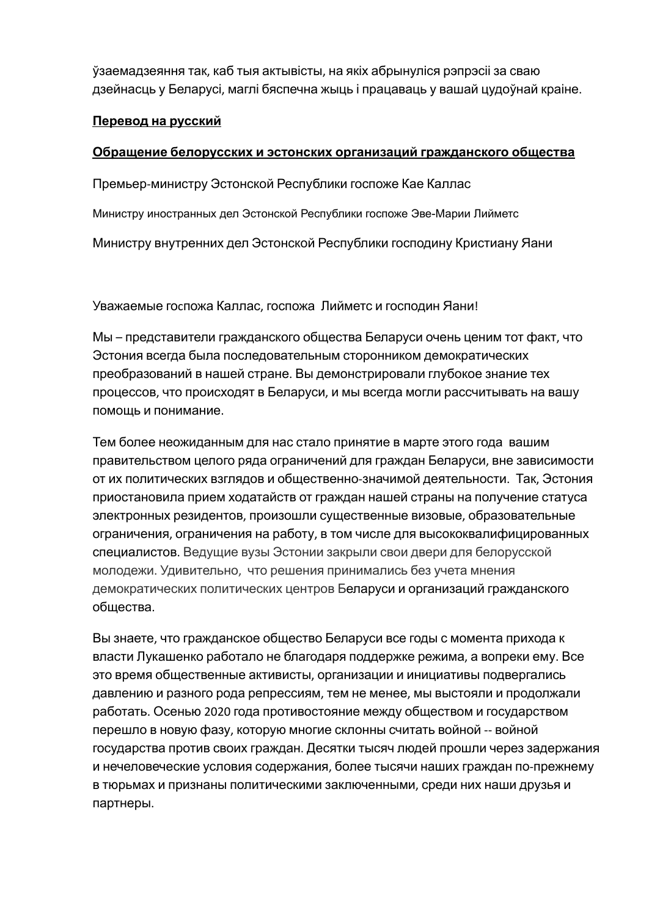ўзаемадзеяння так, каб тыя актывісты, на якіх абрынуліся рэпрэсіі за сваю дзейнасць у Беларусі, маглі бяспечна жыць і працаваць у вашай цудоўнай краіне.

**Перевод на русский**

**Обращение белорусских и эстонских организаций гражданского общества**

Премьер-министру Эстонской Республики госпоже Кае Каллас

Министру иностранных дел Эстонской Республики госпоже Эве-Марии Лийметс

Министру внутренних дел Эстонской Республики господину Кристиану Яани

Уважаемые госпожа Каллас, госпожа Лийметс и господин Яани!

Мы – представители гражданского общества Беларуси очень ценим тот факт, что Эстония всегда была последовательным сторонником демократических преобразований в нашей стране. Вы демонстрировали глубокое знание тех процессов, что происходят в Беларуси, и мы всегда могли рассчитывать на вашу помощь и понимание.

Тем более неожиданным для нас стало принятие в марте этого года вашим правительством целого ряда ограничений для граждан Беларуси, вне зависимости от их политических взглядов и общественно-значимой деятельности. Так, Эстония приостановила прием ходатайств от граждан нашей страны на получение статуса электронных резидентов, произошли существенные визовые, образовательные ограничения, ограничения на работу, в том числе для высококвалифицированных специалистов. Ведущие вузы Эстонии закрыли свои двери для белорусской молодежи. Удивительно, что решения принимались без учета мнения демократических политических центров Беларуси и организаций гражданского общества.

Вы знаете, что гражданское общество Беларуси все годы с момента прихода к власти Лукашенко работало не благодаря поддержке режима, а вопреки ему. Все это время общественные активисты, организации и инициативы подвергались давлению и разного рода репрессиям, тем не менее, мы выстояли и продолжали работать. Осенью 2020 года противостояние между обществом и государством перешло в новую фазу, которую многие склонны считать войной -- войной государства против своих граждан. Десятки тысяч людей прошли через задержания и нечеловеческие условия содержания, более тысячи наших граждан по-прежнему в тюрьмах и признаны политическими заключенными, среди них наши друзья и партнеры.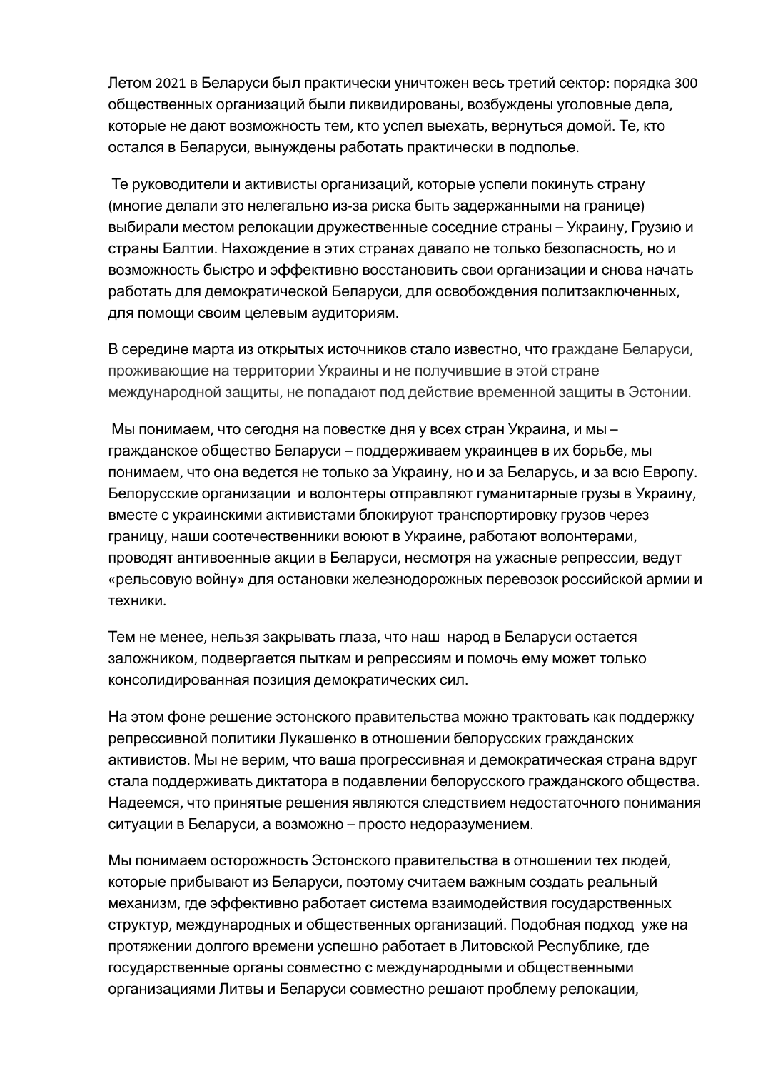Летом 2021 в Беларуси был практически уничтожен весь третий сектор: порядка 300 общественных организаций были ликвидированы, возбуждены уголовные дела, которые не дают возможность тем, кто успел выехать, вернуться домой. Те, кто остался в Беларуси, вынуждены работать практически в подполье.

Те руководители и активисты организаций, которые успели покинуть страну (многие делали это нелегально из-за риска быть задержанными на границе) выбирали местом релокации дружественные соседние страны – Украину, Грузию и страны Балтии. Нахождение в этих странах давало не только безопасность, но и возможность быстро и эффективно восстановить свои организации и снова начать работать для демократической Беларуси, для освобождения политзаключенных, для помощи своим целевым аудиториям.

В середине марта из открытых источников стало известно, что граждане Беларуси, проживающие на территории Украины и не получившие в этой стране международной защиты, не попадают под действие временной защиты в Эстонии.

Мы понимаем, что сегодня на повестке дня у всех стран Украина, и мы – гражданское общество Беларуси – поддерживаем украинцев в их борьбе, мы понимаем, что она ведется не только за Украину, но и за Беларусь, и за всю Европу. Белорусские организации и волонтеры отправляют гуманитарные грузы в Украину, вместе с украинскими активистами блокируют транспортировку грузов через границу, наши соотечественники воюют в Украине, работают волонтерами, проводят антивоенные акции в Беларуси, несмотря на ужасные репрессии, ведут «рельсовую войну» для остановки железнодорожных перевозок российской армии и техники.

Тем не менее, нельзя закрывать глаза, что наш народ в Беларуси остается заложником, подвергается пыткам и репрессиям и помочь ему может только консолидированная позиция демократических сил.

На этом фоне решение эстонского правительства можно трактовать как поддержку репрессивной политики Лукашенко в отношении белорусских гражданских активистов. Мы не верим, что ваша прогрессивная и демократическая страна вдруг стала поддерживать диктатора в подавлении белорусского гражданского общества. Надеемся, что принятые решения являются следствием недостаточного понимания ситуации в Беларуси, а возможно – просто недоразумением.

Мы понимаем осторожность Эстонского правительства в отношении тех людей, которые прибывают из Беларуси, поэтому считаем важным создать реальный механизм, где эффективно работает система взаимодействия государственных структур, международных и общественных организаций. Подобная подход уже на протяжении долгого времени успешно работает в Литовской Республике, где государственные органы совместно с международными и общественными организациями Литвы и Беларуси совместно решают проблему релокации,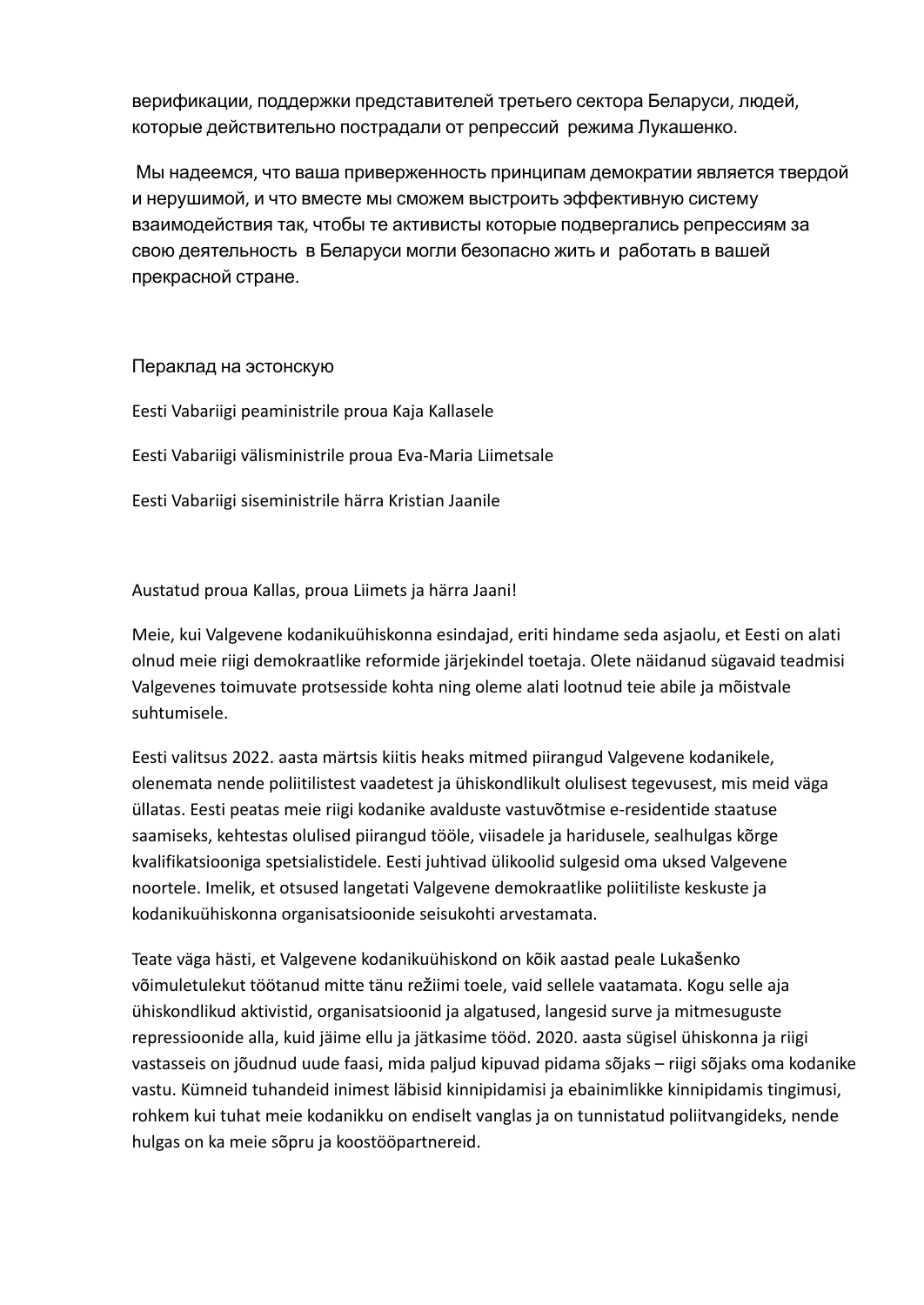верификации, поддержки представителей третьего сектора Беларуси, людей, которые действительно пострадали от репрессий режима Лукашенко.

Мы надеемся, что ваша приверженность принципам демократии является твердой и нерушимой, и что вместе мы сможем выстроить эффективную систему взаимодействия так, чтобы те активисты которые подвергались репрессиям за свою деятельность в Беларуси могли безопасно жить и работать в вашей прекрасной стране.

Пераклад на эстонскую

Eesti Vabariigi peaministrile proua Kaja Kallasele

Eesti Vabariigi välisministrile proua Eva-Maria Liimetsale

Eesti Vabariigi siseministrile härra Kristian Jaanile

Austatud proua Kallas, proua Liimets ja härra Jaani!

Meie, kui Valgevene kodanikuühiskonna esindajad, eriti hindame seda asjaolu, et Eesti on alati olnud meie riigi demokraatlike reformide järjekindel toetaja. Olete näidanud sügavaid teadmisi Valgevenes toimuvate protsesside kohta ning oleme alati lootnud teie abile ja mõistvale suhtumisele.

Eesti valitsus 2022. aasta märtsis kiitis heaks mitmed piirangud Valgevene kodanikele, olenemata nende poliitilistest vaadetest ja ühiskondlikult olulisest tegevusest, mis meid väga üllatas. Eesti peatas meie riigi kodanike avalduste vastuvõtmise e-residentide staatuse saamiseks, kehtestas olulised piirangud tööle, viisadele ja haridusele, sealhulgas kõrge kvalifikatsiooniga spetsialistidele. Eesti juhtivad ülikoolid sulgesid oma uksed Valgevene noortele. Imelik, et otsused langetati Valgevene demokraatlike poliitiliste keskuste ja kodanikuühiskonna organisatsioonide seisukohti arvestamata.

Teate väga hästi, et Valgevene kodanikuühiskond on kõik aastad peale Lukašenko võimuletulekut töötanud mitte tänu režiimi toele, vaid sellele vaatamata. Kogu selle aja ühiskondlikud aktivistid, organisatsioonid ja algatused, langesid surve ja mitmesuguste repressioonide alla, kuid jäime ellu ja jätkasime tööd. 2020. aasta sügisel ühiskonna ja riigi vastasseis on jõudnud uude faasi, mida paljud kipuvad pidama sõjaks – riigi sõjaks oma kodanike vastu. Kümneid tuhandeid inimest läbisid kinnipidamisi ja ebainimlikke kinnipidamis tingimusi, rohkem kui tuhat meie kodanikku on endiselt vanglas ja on tunnistatud poliitvangideks, nende hulgas on ka meie sõpru ja koostööpartnereid.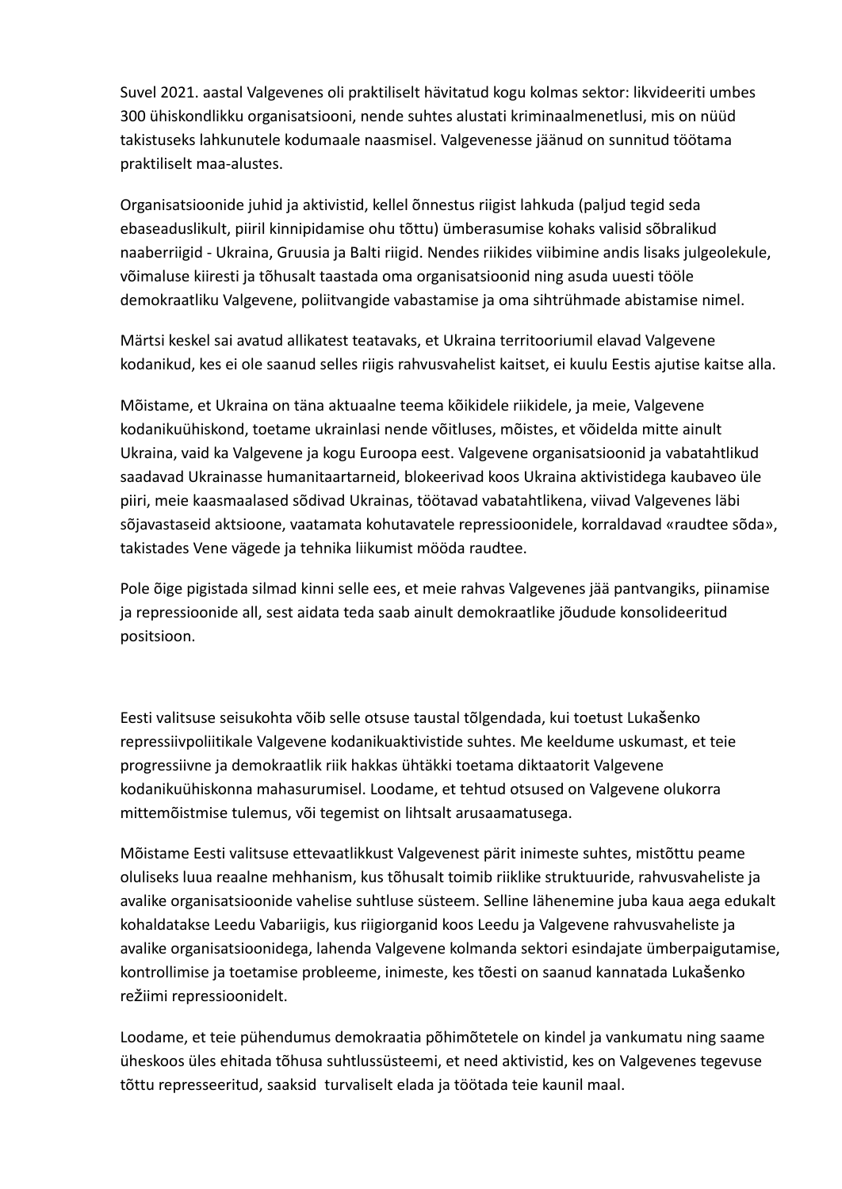Suvel 2021. aastal Valgevenes oli praktiliselt hävitatud kogu kolmas sektor: likvideeriti umbes 300 ühiskondlikku organisatsiooni, nende suhtes alustati kriminaalmenetlusi, mis on nüüd takistuseks lahkunutele kodumaale naasmisel. Valgevenesse jäänud on sunnitud töötama praktiliselt maa-alustes.

Organisatsioonide juhid ja aktivistid, kellel õnnestus riigist lahkuda (paljud tegid seda ebaseaduslikult, piiril kinnipidamise ohu tõttu) ümberasumise kohaks valisid sõbralikud naaberriigid - Ukraina, Gruusia ja Balti riigid. Nendes riikides viibimine andis lisaks julgeolekule, võimaluse kiiresti ja tõhusalt taastada oma organisatsioonid ning asuda uuesti tööle demokraatliku Valgevene, poliitvangide vabastamise ja oma sihtrühmade abistamise nimel.

Märtsi keskel sai avatud allikatest teatavaks, et Ukraina territooriumil elavad Valgevene kodanikud, kes ei ole saanud selles riigis rahvusvahelist kaitset, ei kuulu Eestis ajutise kaitse alla.

Mõistame, et Ukraina on täna aktuaalne teema kõikidele riikidele, ja meie, Valgevene kodanikuühiskond, toetame ukrainlasi nende võitluses, mõistes, et võidelda mitte ainult Ukraina, vaid ka Valgevene ja kogu Euroopa eest. Valgevene organisatsioonid ja vabatahtlikud saadavad Ukrainasse humanitaartarneid, blokeerivad koos Ukraina aktivistidega kaubaveo üle piiri, meie kaasmaalased sõdivad Ukrainas, töötavad vabatahtlikena, viivad Valgevenes läbi sõjavastaseid aktsioone, vaatamata kohutavatele repressioonidele, korraldavad «raudtee sõda», takistades Vene vägede ja tehnika liikumist mööda raudtee.

Pole õige pigistada silmad kinni selle ees, et meie rahvas Valgevenes jää pantvangiks, piinamise ja repressioonide all, sest aidata teda saab ainult demokraatlike jõudude konsolideeritud positsioon.

Eesti valitsuse seisukohta võib selle otsuse taustal tõlgendada, kui toetust Lukašenko repressiivpoliitikale Valgevene kodanikuaktivistide suhtes. Me keeldume uskumast, et teie progressiivne ja demokraatlik riik hakkas ühtäkki toetama diktaatorit Valgevene kodanikuühiskonna mahasurumisel. Loodame, et tehtud otsused on Valgevene olukorra mittemõistmise tulemus, või tegemist on lihtsalt arusaamatusega.

Mõistame Eesti valitsuse ettevaatlikkust Valgevenest pärit inimeste suhtes, mistõttu peame oluliseks luua reaalne mehhanism, kus tõhusalt toimib riiklike struktuuride, rahvusvaheliste ja avalike organisatsioonide vahelise suhtluse süsteem. Selline lähenemine juba kaua aega edukalt kohaldatakse Leedu Vabariigis, kus riigiorganid koos Leedu ja Valgevene rahvusvaheliste ja avalike organisatsioonidega, lahenda Valgevene kolmanda sektori esindajate ümberpaigutamise, kontrollimise ja toetamise probleeme, inimeste, kes tõesti on saanud kannatada Lukašenko režiimi repressioonidelt.

Loodame, et teie pühendumus demokraatia põhimõtetele on kindel ja vankumatu ning saame üheskoos üles ehitada tõhusa suhtlussüsteemi, et need aktivistid, kes on Valgevenes tegevuse tõttu represseeritud, saaksid turvaliselt elada ja töötada teie kaunil maal.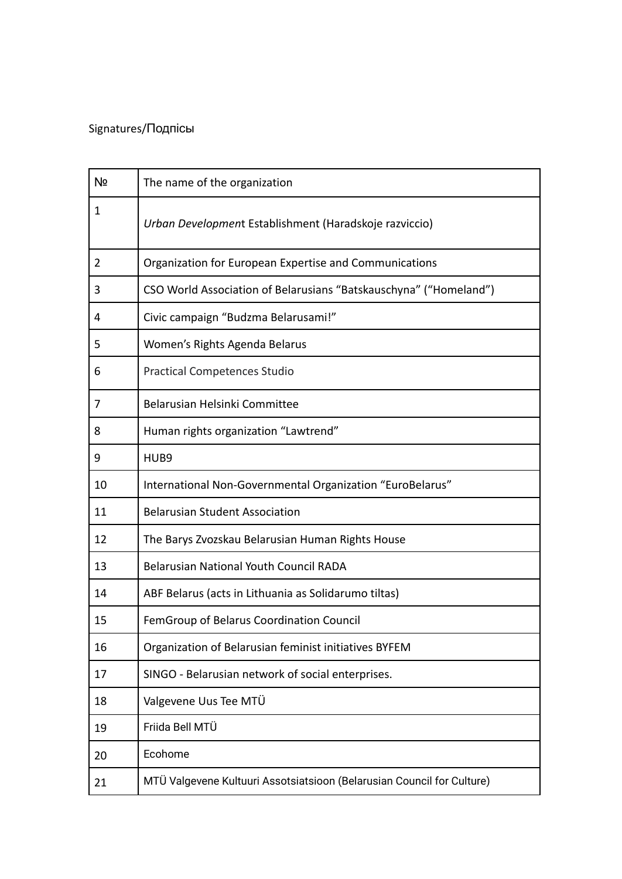Signatures/Подпісы

| № | The name of the organization |
|---|---|
| 1 | *Urban Developmen*t Establishment (Haradskoje razviccio) |
| 2 | Organization for European Expertise and Communications |
| 3 | CSO World Association of Belarusians “Batskauschyna” (“Homeland”) |
| 4 | Civic campaign “Budzma Belarusami!” |
| 5 | Women’s Rights Agenda Belarus |
| 6 | Practical Competences Studio |
| 7 | Belarusian Helsinki Committee |
| 8 | Human rights organization “Lawtrend” |
| 9 | HUB9 |
| 10 | International Non-Governmental Organization “EuroBelarus” |
| 11 | Belarusian Student Association |
| 12 | The Barys Zvozskau Belarusian Human Rights House |
| 13 | Belarusian National Youth Council RADA |
| 14 | ABF Belarus (acts in Lithuania as Solidarumo tiltas) |
| 15 | FemGroup of Belarus Coordination Council |
| 16 | Organization of Belarusian feminist initiatives BYFEM |
| 17 | SINGO - Belarusian network of social enterprises. |
| 18 | Valgevene Uus Tee MTÜ |
| 19 | Friida Bell MTÜ |
| 20 | Ecohome |
| 21 | MTÜ Valgevene Kultuuri Assotsiatsioon (Belarusian Council for Culture) |